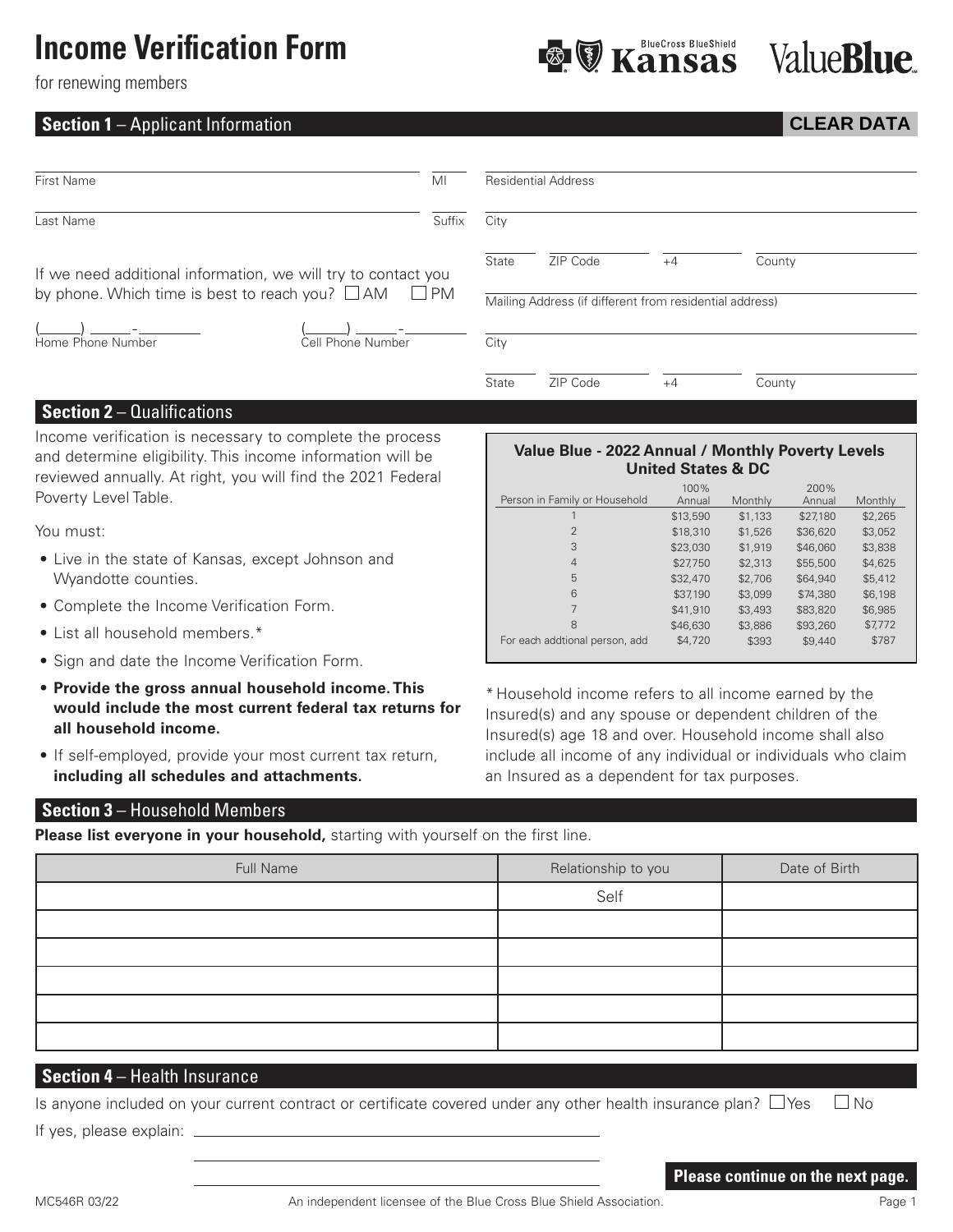# Income Verification Form

for renewing members

BlueCross BlueShield Kansas ValueBlue

## Section 1 – Applicant Information

CLEAR DATA

First Name ______ MI ______

Last Name ______ Suffix ______

If we need additional information, we will try to contact you by phone. Which time is best to reach you? ☐ AM ☐ PM

(\_\_\_\_) \_\_\_\_-\_\_\_\_\_ Home Phone Number

(\_\_\_\_) \_\_\_\_-\_\_\_\_\_ Cell Phone Number

Residential Address ______

City ______

State ______ ZIP Code ______ +4 ______ County ______

Mailing Address (if different from residential address) ______

City ______

State ______ ZIP Code ______ +4 ______ County ______

## Section 2 – Qualifications

Income verification is necessary to complete the process and determine eligibility. This income information will be reviewed annually. At right, you will find the 2021 Federal Poverty Level Table.

You must:

- Live in the state of Kansas, except Johnson and Wyandotte counties.
- Complete the Income Verification Form.
- List all household members.*
- Sign and date the Income Verification Form.
- **Provide the gross annual household income. This would include the most current federal tax returns for all household income.**
- If self-employed, provide your most current tax return, **including all schedules and attachments.**

**Value Blue - 2022 Annual / Monthly Poverty Levels United States & DC**

| Person in Family or Household | 100% Annual | Monthly | 200% Annual | Monthly |
|---|---|---|---|---|
| 1 | $13,590 | $1,133 | $27,180 | $2,265 |
| 2 | $18,310 | $1,526 | $36,620 | $3,052 |
| 3 | $23,030 | $1,919 | $46,060 | $3,838 |
| 4 | $27,750 | $2,313 | $55,500 | $4,625 |
| 5 | $32,470 | $2,706 | $64,940 | $5,412 |
| 6 | $37,190 | $3,099 | $74,380 | $6,198 |
| 7 | $41,910 | $3,493 | $83,820 | $6,985 |
| 8 | $46,630 | $3,886 | $93,260 | $7,772 |
| For each addtional person, add | $4,720 | $393 | $9,440 | $787 |

* Household income refers to all income earned by the Insured(s) and any spouse or dependent children of the Insured(s) age 18 and over. Household income shall also include all income of any individual or individuals who claim an Insured as a dependent for tax purposes.

## Section 3 – Household Members

**Please list everyone in your household,** starting with yourself on the first line.

| Full Name | Relationship to you | Date of Birth |
|---|---|---|
| | Self | |
| | | |
| | | |
| | | |
| | | |
| | | |

## Section 4 – Health Insurance

Is anyone included on your current contract or certificate covered under any other health insurance plan? ☐ Yes ☐ No

If yes, please explain: ______

**Please continue on the next page.**

MC546R 03/22

An independent licensee of the Blue Cross Blue Shield Association.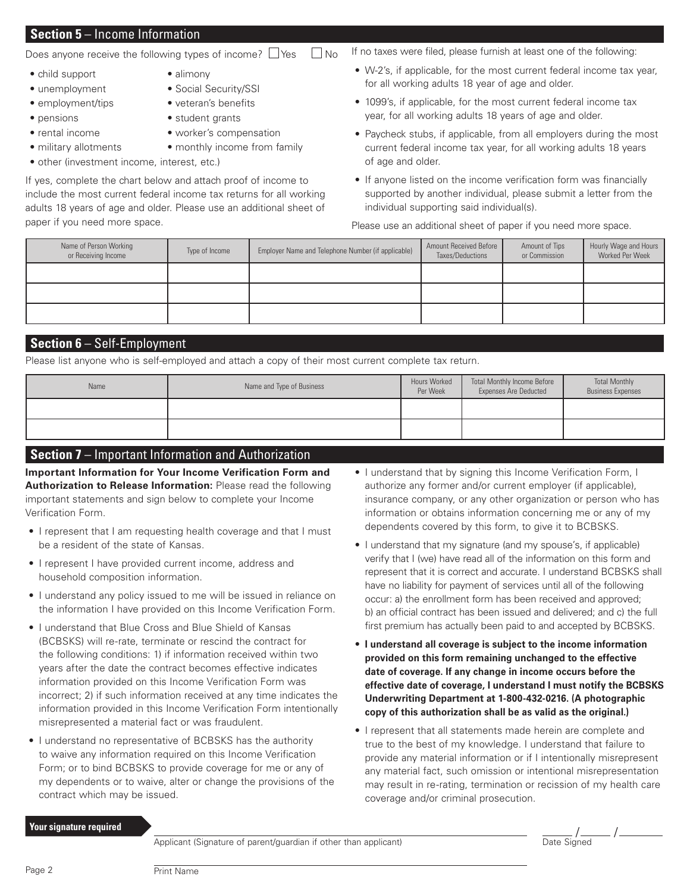## Section 5 – Income Information

Does anyone receive the following types of income? ☐ Yes ☐ No

- child support
- alimony
- unemployment
- Social Security/SSI
- employment/tips
- veteran's benefits
- pensions
- student grants
- rental income
- worker's compensation
- military allotments
- monthly income from family
- other (investment income, interest, etc.)

If yes, complete the chart below and attach proof of income to include the most current federal income tax returns for all working adults 18 years of age and older. Please use an additional sheet of paper if you need more space.

If no taxes were filed, please furnish at least one of the following:

- W-2's, if applicable, for the most current federal income tax year, for all working adults 18 year of age and older.
- 1099's, if applicable, for the most current federal income tax year, for all working adults 18 years of age and older.
- Paycheck stubs, if applicable, from all employers during the most current federal income tax year, for all working adults 18 years of age and older.
- If anyone listed on the income verification form was financially supported by another individual, please submit a letter from the individual supporting said individual(s).

Please use an additional sheet of paper if you need more space.

| Name of Person Working or Receiving Income | Type of Income | Employer Name and Telephone Number (if applicable) | Amount Received Before Taxes/Deductions | Amount of Tips or Commission | Hourly Wage and Hours Worked Per Week |
|---|---|---|---|---|---|
| | | | | | |
| | | | | | |
| | | | | | |

## Section 6 – Self-Employment

Please list anyone who is self-employed and attach a copy of their most current complete tax return.

| Name | Name and Type of Business | Hours Worked Per Week | Total Monthly Income Before Expenses Are Deducted | Total Monthly Business Expenses |
|---|---|---|---|---|
| | | | | |
| | | | | |

## Section 7 – Important Information and Authorization

**Important Information for Your Income Verification Form and Authorization to Release Information:** Please read the following important statements and sign below to complete your Income Verification Form.

- I represent that I am requesting health coverage and that I must be a resident of the state of Kansas.
- I represent I have provided current income, address and household composition information.
- I understand any policy issued to me will be issued in reliance on the information I have provided on this Income Verification Form.
- I understand that Blue Cross and Blue Shield of Kansas (BCBSKS) will re-rate, terminate or rescind the contract for the following conditions: 1) if information received within two years after the date the contract becomes effective indicates information provided on this Income Verification Form was incorrect; 2) if such information received at any time indicates the information provided in this Income Verification Form intentionally misrepresented a material fact or was fraudulent.
- I understand no representative of BCBSKS has the authority to waive any information required on this Income Verification Form; or to bind BCBSKS to provide coverage for me or any of my dependents or to waive, alter or change the provisions of the contract which may be issued.
- I understand that by signing this Income Verification Form, I authorize any former and/or current employer (if applicable), insurance company, or any other organization or person who has information or obtains information concerning me or any of my dependents covered by this form, to give it to BCBSKS.
- I understand that my signature (and my spouse's, if applicable) verify that I (we) have read all of the information on this form and represent that it is correct and accurate. I understand BCBSKS shall have no liability for payment of services until all of the following occur: a) the enrollment form has been received and approved; b) an official contract has been issued and delivered; and c) the full first premium has actually been paid to and accepted by BCBSKS.
- **I understand all coverage is subject to the income information provided on this form remaining unchanged to the effective date of coverage. If any change in income occurs before the effective date of coverage, I understand I must notify the BCBSKS Underwriting Department at 1-800-432-0216. (A photographic copy of this authorization shall be as valid as the original.)**
- I represent that all statements made herein are complete and true to the best of my knowledge. I understand that failure to provide any material information or if I intentionally misrepresent any material fact, such omission or intentional misrepresentation may result in re-rating, termination or recission of my health care coverage and/or criminal prosecution.

**Your signature required**

Applicant (Signature of parent/guardian if other than applicant) ______________________________

Date Signed ______ /______ /________

Print Name ______________________________